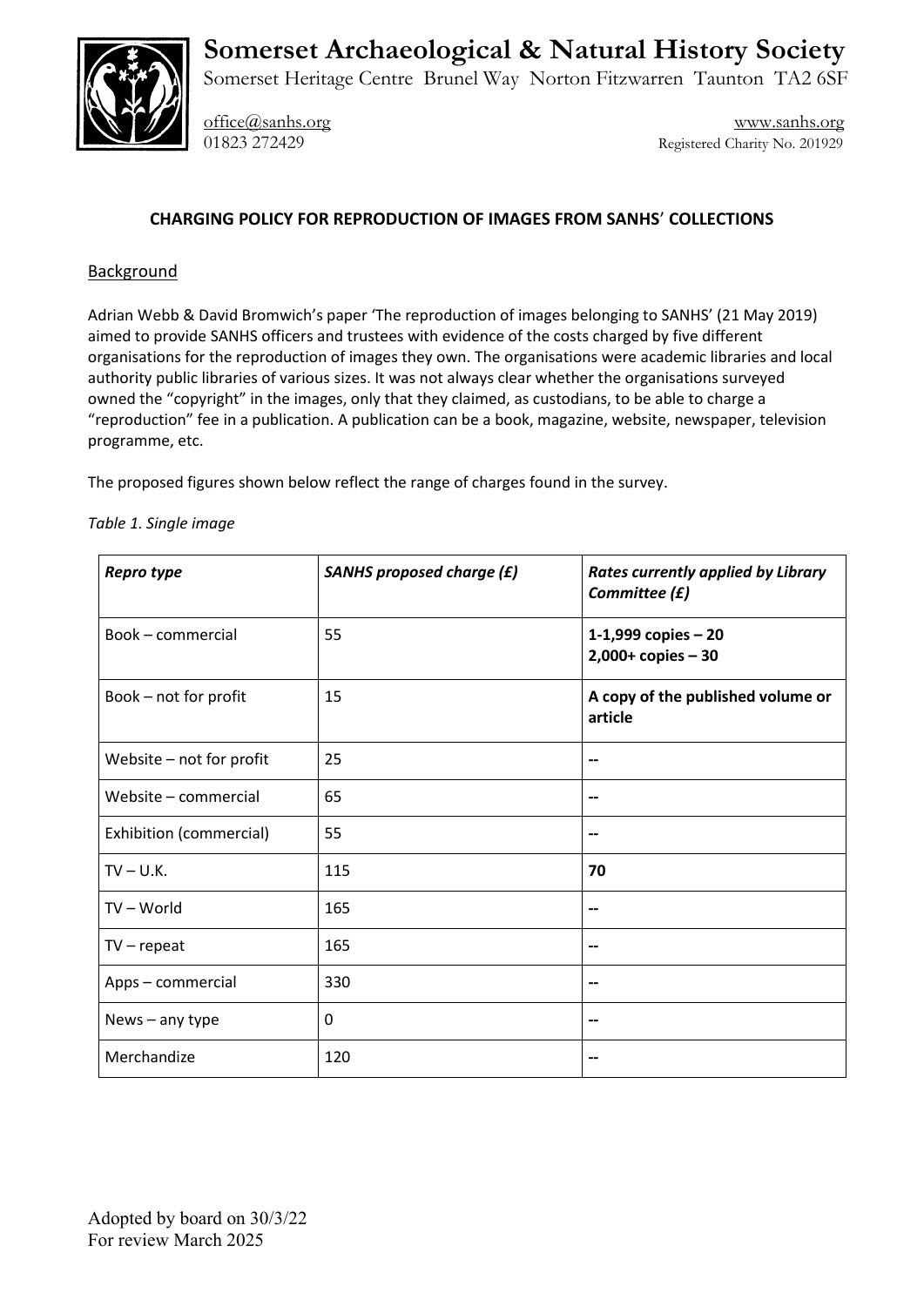# Somerset Archaeological & Natural History Society

Somerset Heritage Centre Brunel Way Norton Fitzwarren Taunton TA2 6SF

office@sanhs.org
01823 272429

www.sanhs.org
Registered Charity No. 201929

## CHARGING POLICY FOR REPRODUCTION OF IMAGES FROM SANHS' COLLECTIONS

### Background

Adrian Webb & David Bromwich's paper 'The reproduction of images belonging to SANHS' (21 May 2019) aimed to provide SANHS officers and trustees with evidence of the costs charged by five different organisations for the reproduction of images they own. The organisations were academic libraries and local authority public libraries of various sizes. It was not always clear whether the organisations surveyed owned the "copyright" in the images, only that they claimed, as custodians, to be able to charge a "reproduction" fee in a publication. A publication can be a book, magazine, website, newspaper, television programme, etc.

The proposed figures shown below reflect the range of charges found in the survey.

*Table 1. Single image*

| ***Repro type*** | ***SANHS proposed charge (£)*** | ***Rates currently applied by Library Committee (£)*** |
|---|---|---|
| Book – commercial | 55 | **1-1,999 copies – 20**<br>**2,000+ copies – 30** |
| Book – not for profit | 15 | **A copy of the published volume or article** |
| Website – not for profit | 25 | -- |
| Website – commercial | 65 | -- |
| Exhibition (commercial) | 55 | -- |
| TV – U.K. | 115 | **70** |
| TV – World | 165 | -- |
| TV – repeat | 165 | -- |
| Apps – commercial | 330 | -- |
| News – any type | 0 | -- |
| Merchandize | 120 | -- |

Adopted by board on 30/3/22
For review March 2025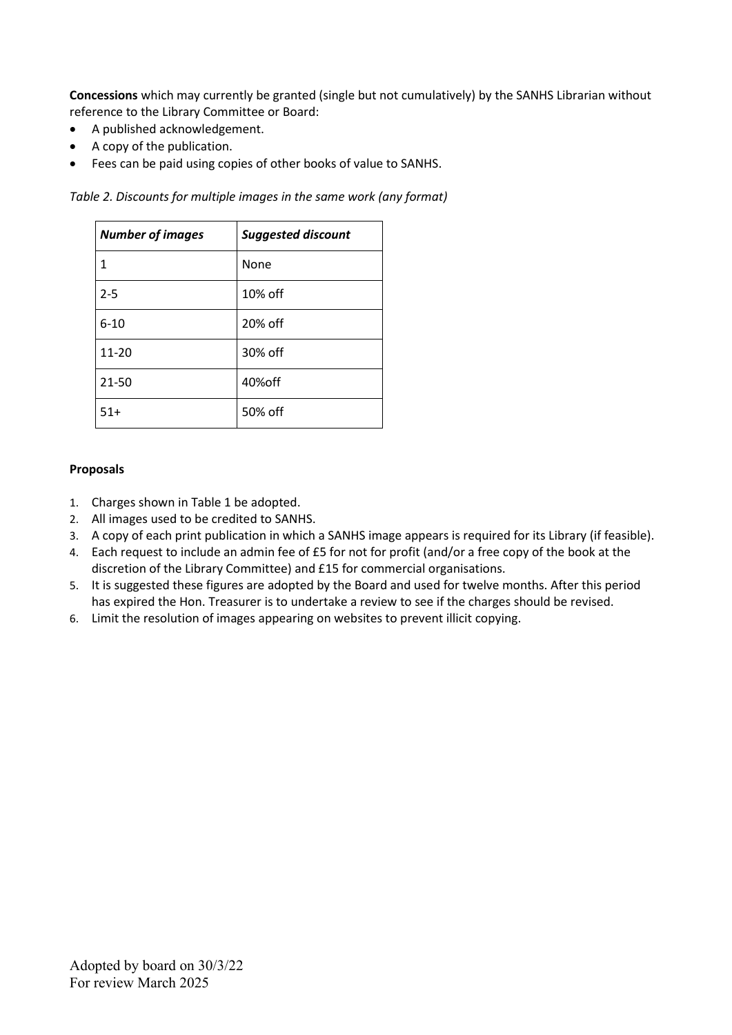**Concessions** which may currently be granted (single but not cumulatively) by the SANHS Librarian without reference to the Library Committee or Board:

- A published acknowledgement.
- A copy of the publication.
- Fees can be paid using copies of other books of value to SANHS.

*Table 2. Discounts for multiple images in the same work (any format)*

| ***Number of images*** | ***Suggested discount*** |
|---|---|
| 1 | None |
| 2-5 | 10% off |
| 6-10 | 20% off |
| 11-20 | 30% off |
| 21-50 | 40%off |
| 51+ | 50% off |

**Proposals**

1. Charges shown in Table 1 be adopted.
2. All images used to be credited to SANHS.
3. A copy of each print publication in which a SANHS image appears is required for its Library (if feasible).
4. Each request to include an admin fee of £5 for not for profit (and/or a free copy of the book at the discretion of the Library Committee) and £15 for commercial organisations.
5. It is suggested these figures are adopted by the Board and used for twelve months. After this period has expired the Hon. Treasurer is to undertake a review to see if the charges should be revised.
6. Limit the resolution of images appearing on websites to prevent illicit copying.

Adopted by board on 30/3/22
For review March 2025